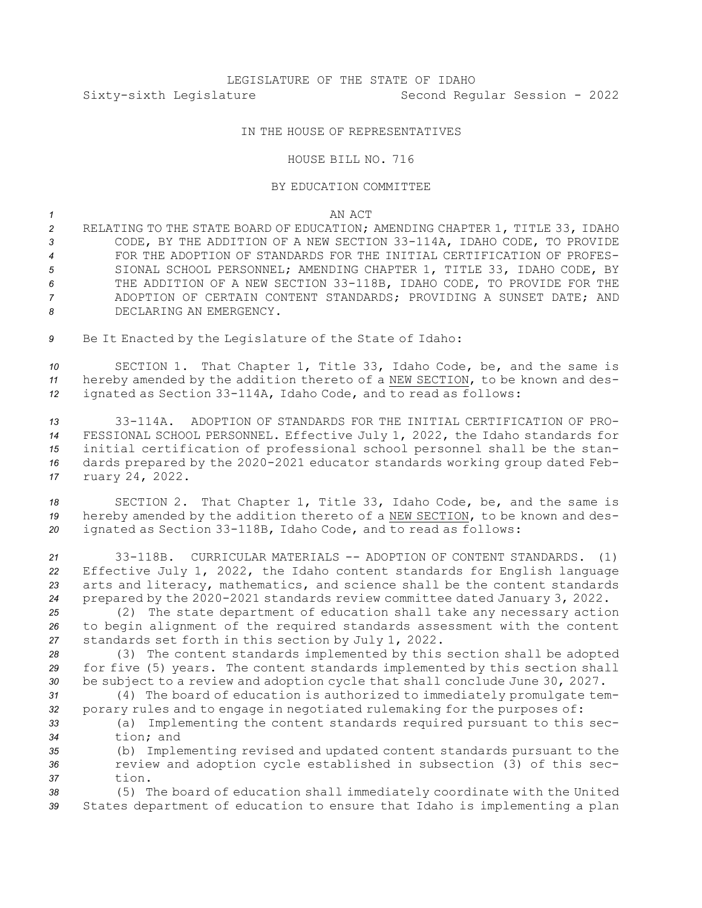LEGISLATURE OF THE STATE OF IDAHO

Sixty-sixth Legislature Second Regular Session - 2022

IN THE HOUSE OF REPRESENTATIVES

HOUSE BILL NO. 716

BY EDUCATION COMMITTEE

AN ACT

RELATING TO THE STATE BOARD OF EDUCATION; AMENDING CHAPTER 1, TITLE 33, IDAHO CODE, BY THE ADDITION OF A NEW SECTION 33-114A, IDAHO CODE, TO PROVIDE FOR THE ADOPTION OF STANDARDS FOR THE INITIAL CERTIFICATION OF PROFESSIONAL SCHOOL PERSONNEL; AMENDING CHAPTER 1, TITLE 33, IDAHO CODE, BY THE ADDITION OF A NEW SECTION 33-118B, IDAHO CODE, TO PROVIDE FOR THE ADOPTION OF CERTAIN CONTENT STANDARDS; PROVIDING A SUNSET DATE; AND DECLARING AN EMERGENCY.

Be It Enacted by the Legislature of the State of Idaho:

SECTION 1. That Chapter 1, Title 33, Idaho Code, be, and the same is hereby amended by the addition thereto of a NEW SECTION, to be known and designated as Section 33-114A, Idaho Code, and to read as follows:

33-114A. ADOPTION OF STANDARDS FOR THE INITIAL CERTIFICATION OF PROFESSIONAL SCHOOL PERSONNEL. Effective July 1, 2022, the Idaho standards for initial certification of professional school personnel shall be the standards prepared by the 2020-2021 educator standards working group dated February 24, 2022.

SECTION 2. That Chapter 1, Title 33, Idaho Code, be, and the same is hereby amended by the addition thereto of a NEW SECTION, to be known and designated as Section 33-118B, Idaho Code, and to read as follows:

33-118B. CURRICULAR MATERIALS -- ADOPTION OF CONTENT STANDARDS. (1) Effective July 1, 2022, the Idaho content standards for English language arts and literacy, mathematics, and science shall be the content standards prepared by the 2020-2021 standards review committee dated January 3, 2022.

(2) The state department of education shall take any necessary action to begin alignment of the required standards assessment with the content standards set forth in this section by July 1, 2022.

(3) The content standards implemented by this section shall be adopted for five (5) years. The content standards implemented by this section shall be subject to a review and adoption cycle that shall conclude June 30, 2027.

(4) The board of education is authorized to immediately promulgate temporary rules and to engage in negotiated rulemaking for the purposes of:

(a) Implementing the content standards required pursuant to this section; and

(b) Implementing revised and updated content standards pursuant to the review and adoption cycle established in subsection (3) of this section.

(5) The board of education shall immediately coordinate with the United States department of education to ensure that Idaho is implementing a plan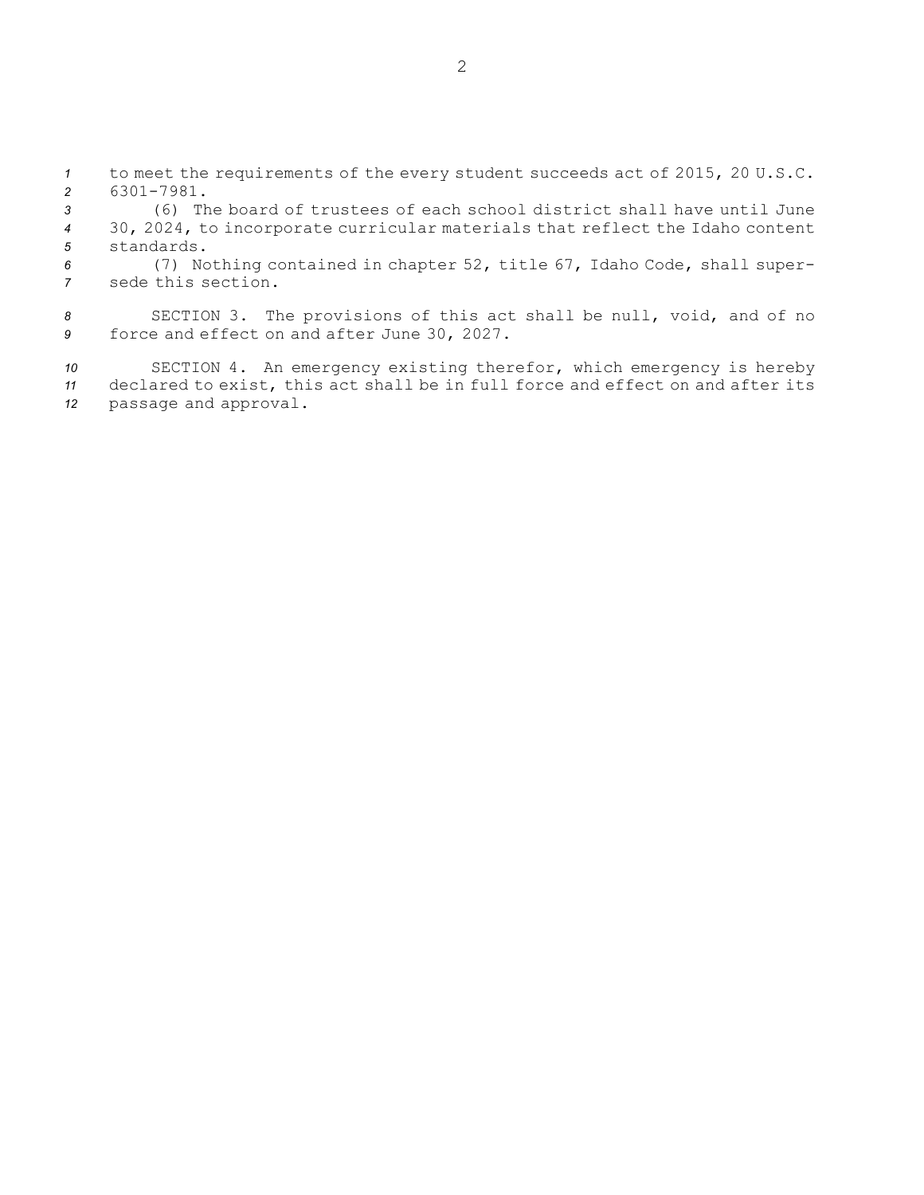to meet the requirements of the every student succeeds act of 2015, 20 U.S.C. 6301-7981.

(6) The board of trustees of each school district shall have until June 30, 2024, to incorporate curricular materials that reflect the Idaho content standards.

(7) Nothing contained in chapter 52, title 67, Idaho Code, shall supersede this section.

SECTION 3. The provisions of this act shall be null, void, and of no force and effect on and after June 30, 2027.

SECTION 4. An emergency existing therefor, which emergency is hereby declared to exist, this act shall be in full force and effect on and after its passage and approval.